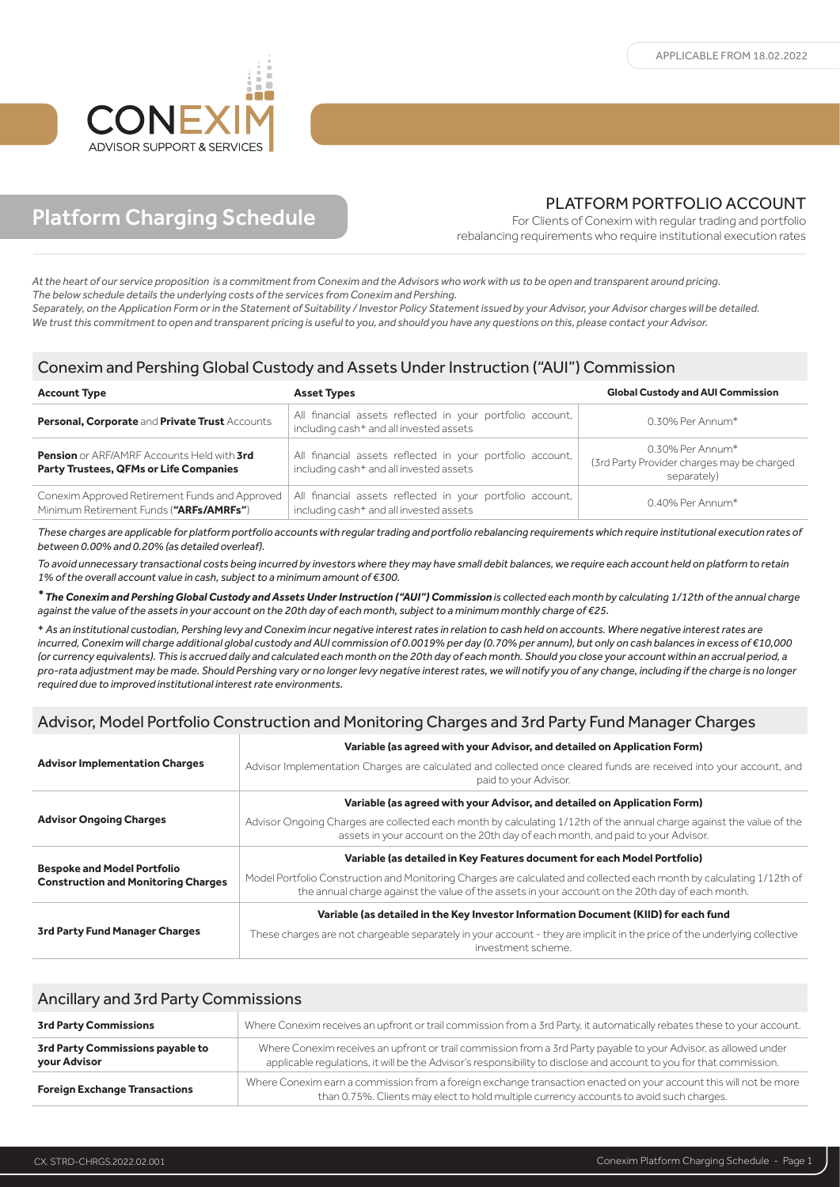APPLICABLE FROM 18.02.2022

CONEXIM
ADVISOR SUPPORT & SERVICES

# Platform Charging Schedule

## PLATFORM PORTFOLIO ACCOUNT

For Clients of Conexim with regular trading and portfolio rebalancing requirements who require institutional execution rates

*At the heart of our service proposition is a commitment from Conexim and the Advisors who work with us to be open and transparent around pricing. The below schedule details the underlying costs of the services from Conexim and Pershing. Separately, on the Application Form or in the Statement of Suitability / Investor Policy Statement issued by your Advisor, your Advisor charges will be detailed. We trust this commitment to open and transparent pricing is useful to you, and should you have any questions on this, please contact your Advisor.*

## Conexim and Pershing Global Custody and Assets Under Instruction ("AUI") Commission

| Account Type | Asset Types | Global Custody and AUI Commission |
|---|---|---|
| **Personal, Corporate** and **Private Trust** Accounts | All financial assets reflected in your portfolio account, including cash⁺ and all invested assets | 0.30% Per Annum* |
| **Pension** or ARF/AMRF Accounts Held with **3rd Party Trustees, QFMs or Life Companies** | All financial assets reflected in your portfolio account, including cash⁺ and all invested assets | 0.30% Per Annum* (3rd Party Provider charges may be charged separately) |
| Conexim Approved Retirement Funds and Approved Minimum Retirement Funds (**"ARFs/AMRFs"**) | All financial assets reflected in your portfolio account, including cash⁺ and all invested assets | 0.40% Per Annum* |

*These charges are applicable for platform portfolio accounts with regular trading and portfolio rebalancing requirements which require institutional execution rates of between 0.00% and 0.20% (as detailed overleaf).*

*To avoid unnecessary transactional costs being incurred by investors where they may have small debit balances, we require each account held on platform to retain 1% of the overall account value in cash, subject to a minimum amount of €300.*

*\* **The Conexim and Pershing Global Custody and Assets Under Instruction ("AUI") Commission** is collected each month by calculating 1/12th of the annual charge against the value of the assets in your account on the 20th day of each month, subject to a minimum monthly charge of €25.*

*⁺ As an institutional custodian, Pershing levy and Conexim incur negative interest rates in relation to cash held on accounts. Where negative interest rates are incurred, Conexim will charge additional global custody and AUI commission of 0.0019% per day (0.70% per annum), but only on cash balances in excess of €10,000 (or currency equivalents). This is accrued daily and calculated each month on the 20th day of each month. Should you close your account within an accrual period, a pro-rata adjustment may be made. Should Pershing vary or no longer levy negative interest rates, we will notify you of any change, including if the charge is no longer required due to improved institutional interest rate environments.*

## Advisor, Model Portfolio Construction and Monitoring Charges and 3rd Party Fund Manager Charges

| | |
|---|---|
| **Advisor Implementation Charges** | **Variable (as agreed with your Advisor, and detailed on Application Form)**<br>Advisor Implementation Charges are calculated and collected once cleared funds are received into your account, and paid to your Advisor. |
| **Advisor Ongoing Charges** | **Variable (as agreed with your Advisor, and detailed on Application Form)**<br>Advisor Ongoing Charges are collected each month by calculating 1/12th of the annual charge against the value of the assets in your account on the 20th day of each month, and paid to your Advisor. |
| **Bespoke and Model Portfolio Construction and Monitoring Charges** | **Variable (as detailed in Key Features document for each Model Portfolio)**<br>Model Portfolio Construction and Monitoring Charges are calculated and collected each month by calculating 1/12th of the annual charge against the value of the assets in your account on the 20th day of each month. |
| **3rd Party Fund Manager Charges** | **Variable (as detailed in the Key Investor Information Document (KIID) for each fund**<br>These charges are not chargeable separately in your account - they are implicit in the price of the underlying collective investment scheme. |

## Ancillary and 3rd Party Commissions

| | |
|---|---|
| **3rd Party Commissions** | Where Conexim receives an upfront or trail commission from a 3rd Party, it automatically rebates these to your account. |
| **3rd Party Commissions payable to your Advisor** | Where Conexim receives an upfront or trail commission from a 3rd Party payable to your Advisor, as allowed under applicable regulations, it will be the Advisor's responsibility to disclose and account to you for that commission. |
| **Foreign Exchange Transactions** | Where Conexim earn a commission from a foreign exchange transaction enacted on your account this will not be more than 0.75%. Clients may elect to hold multiple currency accounts to avoid such charges. |

CX. STRD-CHRGS.2022.02.001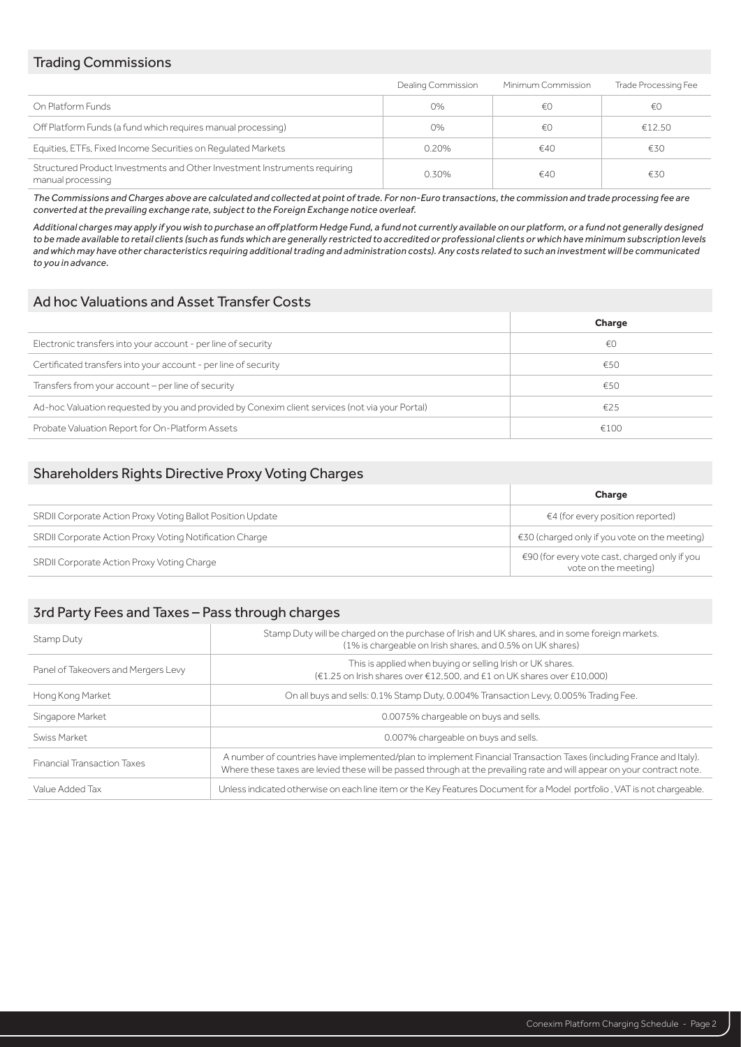## Trading Commissions

| | Dealing Commission | Minimum Commission | Trade Processing Fee |
|---|---|---|---|
| On Platform Funds | 0% | €0 | €0 |
| Off Platform Funds (a fund which requires manual processing) | 0% | €0 | €12.50 |
| Equities, ETFs, Fixed Income Securities on Regulated Markets | 0.20% | €40 | €30 |
| Structured Product Investments and Other Investment Instruments requiring manual processing | 0.30% | €40 | €30 |

*The Commissions and Charges above are calculated and collected at point of trade. For non-Euro transactions, the commission and trade processing fee are converted at the prevailing exchange rate, subject to the Foreign Exchange notice overleaf.*

*Additional charges may apply if you wish to purchase an off platform Hedge Fund, a fund not currently available on our platform, or a fund not generally designed to be made available to retail clients (such as funds which are generally restricted to accredited or professional clients or which have minimum subscription levels and which may have other characteristics requiring additional trading and administration costs). Any costs related to such an investment will be communicated to you in advance.*

## Ad hoc Valuations and Asset Transfer Costs

| | **Charge** |
|---|---|
| Electronic transfers into your account - per line of security | €0 |
| Certificated transfers into your account - per line of security | €50 |
| Transfers from your account – per line of security | €50 |
| Ad-hoc Valuation requested by you and provided by Conexim client services (not via your Portal) | €25 |
| Probate Valuation Report for On-Platform Assets | €100 |

## Shareholders Rights Directive Proxy Voting Charges

| | **Charge** |
|---|---|
| SRDII Corporate Action Proxy Voting Ballot Position Update | €4 (for every position reported) |
| SRDII Corporate Action Proxy Voting Notification Charge | €30 (charged only if you vote on the meeting) |
| SRDII Corporate Action Proxy Voting Charge | €90 (for every vote cast, charged only if you vote on the meeting) |

## 3rd Party Fees and Taxes – Pass through charges

| | |
|---|---|
| Stamp Duty | Stamp Duty will be charged on the purchase of Irish and UK shares, and in some foreign markets. (1% is chargeable on Irish shares, and 0.5% on UK shares) |
| Panel of Takeovers and Mergers Levy | This is applied when buying or selling Irish or UK shares. (€1.25 on Irish shares over €12,500, and £1 on UK shares over £10,000) |
| Hong Kong Market | On all buys and sells: 0.1% Stamp Duty, 0.004% Transaction Levy, 0.005% Trading Fee. |
| Singapore Market | 0.0075% chargeable on buys and sells. |
| Swiss Market | 0.007% chargeable on buys and sells. |
| Financial Transaction Taxes | A number of countries have implemented/plan to implement Financial Transaction Taxes (including France and Italy). Where these taxes are levied these will be passed through at the prevailing rate and will appear on your contract note. |
| Value Added Tax | Unless indicated otherwise on each line item or the Key Features Document for a Model portfolio , VAT is not chargeable. |